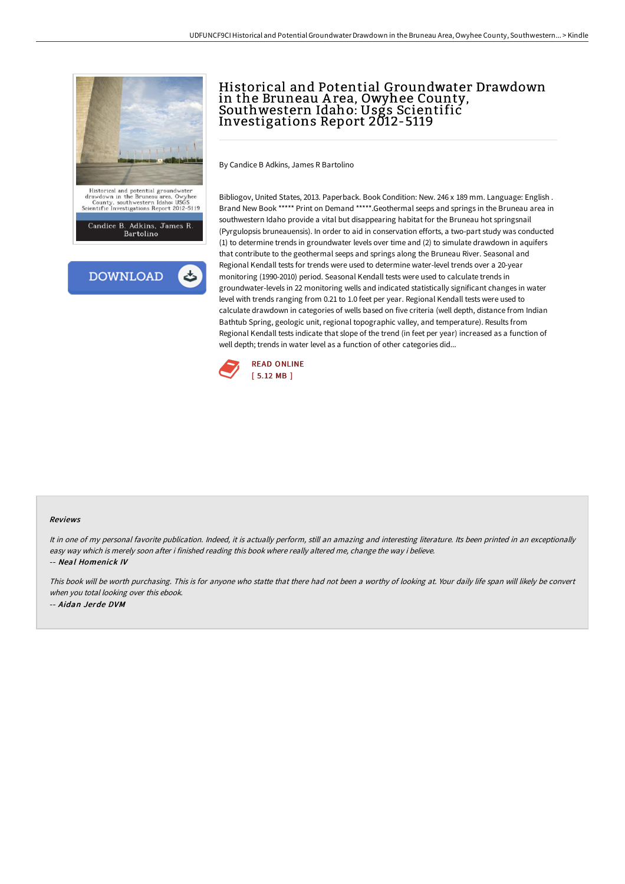# Historical and Potential Groundwater Drawdown in the Bruneau Area, Owyhee County, Southwestern Idaho: Usgs Scientific Investigations Report 2012-5119

By Candice B Adkins, James R Bartolino

Bibliogov, United States, 2013. Paperback. Book Condition: New. 246 x 189 mm. Language: English . Brand New Book ***** Print on Demand *****.Geothermal seeps and springs in the Bruneau area in southwestern Idaho provide a vital but disappearing habitat for the Bruneau hot springsnail (Pyrgulopsis bruneauensis). In order to aid in conservation efforts, a two-part study was conducted (1) to determine trends in groundwater levels over time and (2) to simulate drawdown in aquifers that contribute to the geothermal seeps and springs along the Bruneau River. Seasonal and Regional Kendall tests for trends were used to determine water-level trends over a 20-year monitoring (1990-2010) period. Seasonal Kendall tests were used to calculate trends in groundwater-levels in 22 monitoring wells and indicated statistically significant changes in water level with trends ranging from 0.21 to 1.0 feet per year. Regional Kendall tests were used to calculate drawdown in categories of wells based on five criteria (well depth, distance from Indian Bathtub Spring, geologic unit, regional topographic valley, and temperature). Results from Regional Kendall tests indicate that slope of the trend (in feet per year) increased as a function of well depth; trends in water level as a function of other categories did...

READ ONLINE
[ 5.12 MB ]

#### Reviews

*It in one of my personal favorite publication. Indeed, it is actually perform, still an amazing and interesting literature. Its been printed in an exceptionally easy way which is merely soon after i finished reading this book where really altered me, change the way i believe.*

-- ***Neal Homenick IV***

*This book will be worth purchasing. This is for anyone who statte that there had not been a worthy of looking at. Your daily life span will likely be convert when you total looking over this ebook.*

-- ***Aidan Jerde DVM***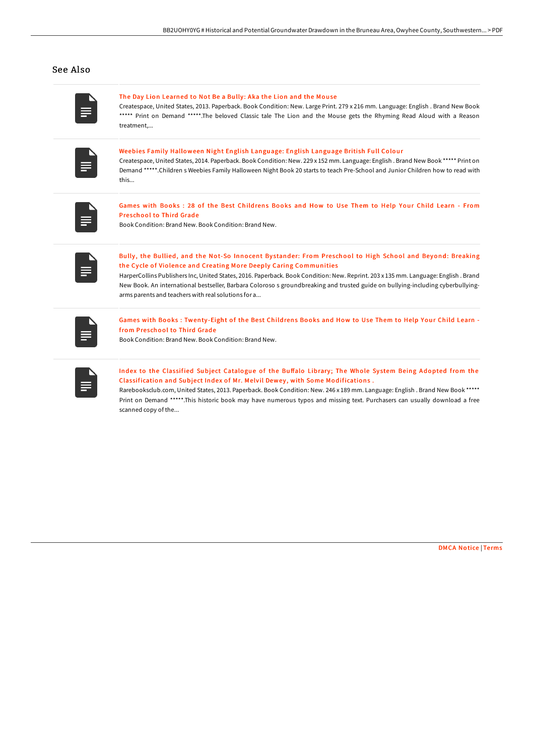## See Also

**The Day Lion Learned to Not Be a Bully: Aka the Lion and the Mouse**

Createspace, United States, 2013. Paperback. Book Condition: New. Large Print. 279 x 216 mm. Language: English . Brand New Book ***** Print on Demand *****.The beloved Classic tale The Lion and the Mouse gets the Rhyming Read Aloud with a Reason treatment,...

**Weebies Family Halloween Night English Language: English Language British Full Colour**

Createspace, United States, 2014. Paperback. Book Condition: New. 229 x 152 mm. Language: English . Brand New Book ***** Print on Demand *****.Children s Weebies Family Halloween Night Book 20 starts to teach Pre-School and Junior Children how to read with this...

**Games with Books : 28 of the Best Childrens Books and How to Use Them to Help Your Child Learn - From Preschool to Third Grade**

Book Condition: Brand New. Book Condition: Brand New.

**Bully, the Bullied, and the Not-So Innocent Bystander: From Preschool to High School and Beyond: Breaking the Cycle of Violence and Creating More Deeply Caring Communities**

HarperCollins Publishers Inc, United States, 2016. Paperback. Book Condition: New. Reprint. 203 x 135 mm. Language: English . Brand New Book. An international bestseller, Barbara Coloroso s groundbreaking and trusted guide on bullying-including cyberbullying-arms parents and teachers with real solutions for a...

**Games with Books : Twenty-Eight of the Best Childrens Books and How to Use Them to Help Your Child Learn - from Preschool to Third Grade**

Book Condition: Brand New. Book Condition: Brand New.

**Index to the Classified Subject Catalogue of the Buffalo Library; The Whole System Being Adopted from the Classification and Subject Index of Mr. Melvil Dewey, with Some Modifications .**

Rarebooksclub.com, United States, 2013. Paperback. Book Condition: New. 246 x 189 mm. Language: English . Brand New Book ***** Print on Demand *****.This historic book may have numerous typos and missing text. Purchasers can usually download a free scanned copy of the...